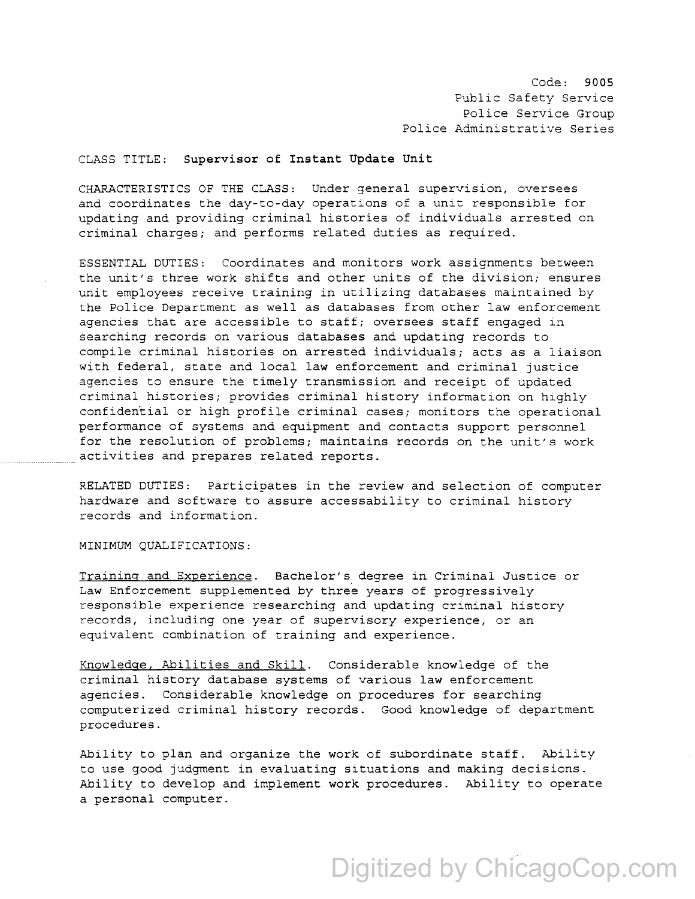Code: **9005**
Public Safety Service
Police Service Group
Police Administrative Series

CLASS TITLE: **Supervisor of Instant Update Unit**

CHARACTERISTICS OF THE CLASS: Under general supervision, oversees and coordinates the day-to-day operations of a unit responsible for updating and providing criminal histories of individuals arrested on criminal charges; and performs related duties as required.

ESSENTIAL DUTIES: Coordinates and monitors work assignments between the unit's three work shifts and other units of the division; ensures unit employees receive training in utilizing databases maintained by the Police Department as well as databases from other law enforcement agencies that are accessible to staff; oversees staff engaged in searching records on various databases and updating records to compile criminal histories on arrested individuals; acts as a liaison with federal, state and local law enforcement and criminal justice agencies to ensure the timely transmission and receipt of updated criminal histories; provides criminal history information on highly confidential or high profile criminal cases; monitors the operational performance of systems and equipment and contacts support personnel for the resolution of problems; maintains records on the unit's work activities and prepares related reports.

RELATED DUTIES: Participates in the review and selection of computer hardware and software to assure accessability to criminal history records and information.

MINIMUM QUALIFICATIONS:

Training and Experience. Bachelor's degree in Criminal Justice or Law Enforcement supplemented by three years of progressively responsible experience researching and updating criminal history records, including one year of supervisory experience, or an equivalent combination of training and experience.

Knowledge, Abilities and Skill. Considerable knowledge of the criminal history database systems of various law enforcement agencies. Considerable knowledge on procedures for searching computerized criminal history records. Good knowledge of department procedures.

Ability to plan and organize the work of subordinate staff. Ability to use good judgment in evaluating situations and making decisions. Ability to develop and implement work procedures. Ability to operate a personal computer.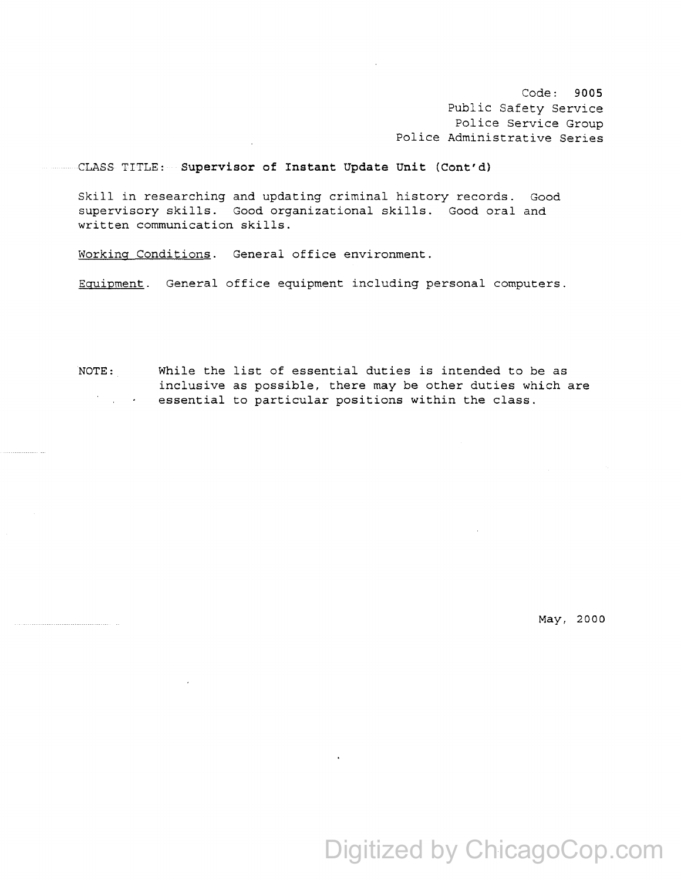Code: **9005**
Public Safety Service
Police Service Group
Police Administrative Series

CLASS TITLE: **Supervisor of Instant Update Unit (Cont'd)**

Skill in researching and updating criminal history records. Good supervisory skills. Good organizational skills. Good oral and written communication skills.

Working Conditions. General office environment.

Equipment. General office equipment including personal computers.

NOTE: While the list of essential duties is intended to be as inclusive as possible, there may be other duties which are essential to particular positions within the class.

May, 2000

Digitized by ChicagoCop.com